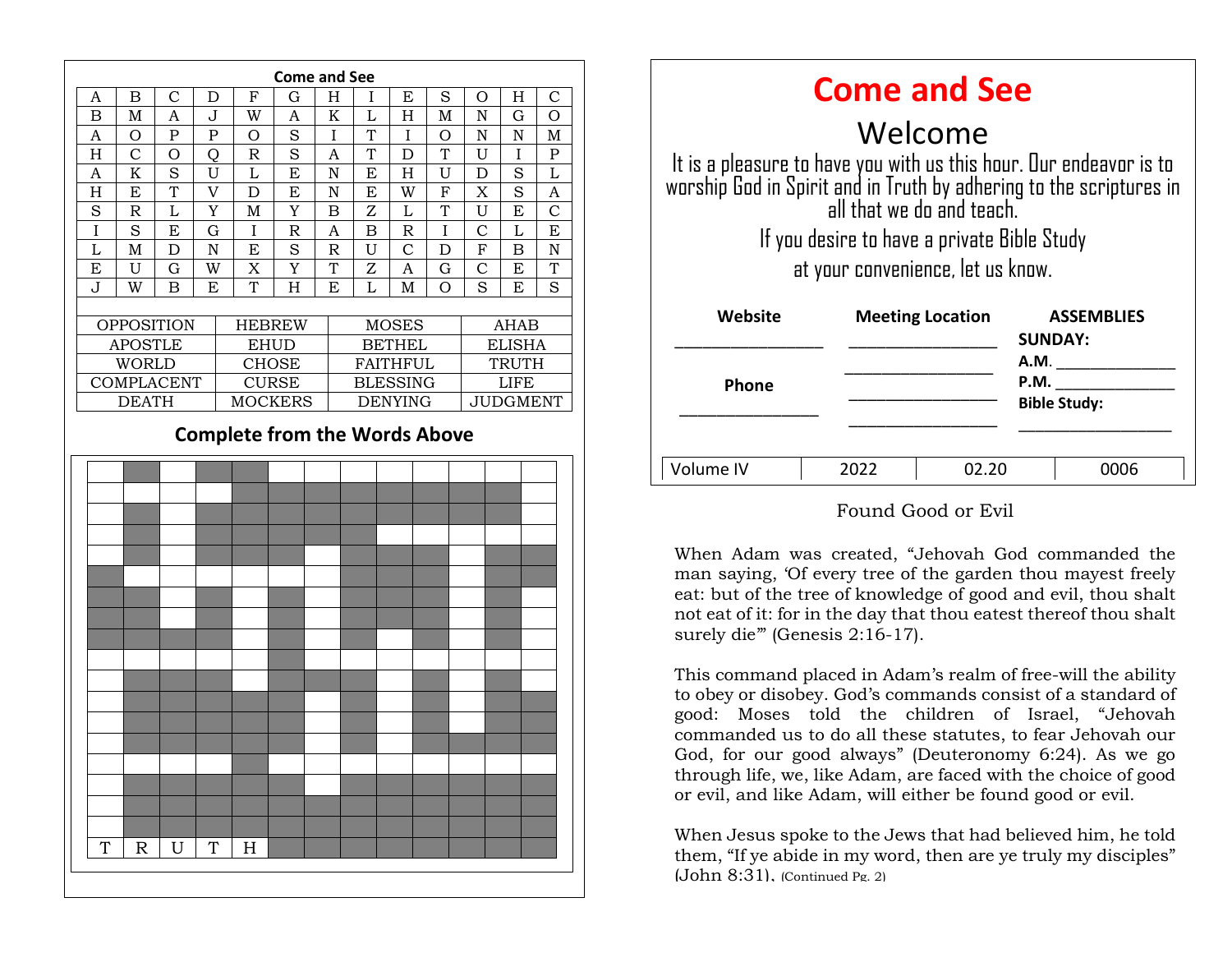## Come and See

| A | B | C | D | F | G | H | I | E | S | O | H | C |
|---|---|---|---|---|---|---|---|---|---|---|---|---|
| B | M | A | J | W | A | K | L | H | M | N | G | O |
| A | O | P | P | O | S | I | T | I | O | N | N | M |
| H | C | O | Q | R | S | A | T | D | T | U | I | P |
| A | K | S | U | L | E | N | E | H | U | D | S | L |
| H | E | T | V | D | E | N | E | W | F | X | S | A |
| S | R | L | Y | M | Y | B | Z | L | T | U | E | C |
| I | S | E | G | I | R | A | B | R | I | C | L | E |
| L | M | D | N | E | S | R | U | C | D | F | B | N |
| E | U | G | W | X | Y | T | Z | A | G | C | E | T |
| J | W | B | E | T | H | E | L | M | O | S | E | S |

| | | | |
|---|---|---|---|
| OPPOSITION | HEBREW | MOSES | AHAB |
| APOSTLE | EHUD | BETHEL | ELISHA |
| WORLD | CHOSE | FAITHFUL | TRUTH |
| COMPLACENT | CURSE | BLESSING | LIFE |
| DEATH | MOCKERS | DENYING | JUDGMENT |

### Complete from the Words Above

T R U T H

# Come and See

## Welcome

It is a pleasure to have you with us this hour. Our endeavor is to worship God in Spirit and in Truth by adhering to the scriptures in all that we do and teach.

If you desire to have a private Bible Study at your convenience, let us know.

| Website | Meeting Location | ASSEMBLIES |
|---|---|---|
| ________________ | ________________ | **SUNDAY:** |
| | ________________ | **A.M.** ______________ |
| **Phone** | ________________ | **P.M.** ______________ |
| ________________ | ________________ | **Bible Study:** ______________ |

| Volume IV | 2022 | 02.20 | 0006 |
|---|---|---|---|

### Found Good or Evil

When Adam was created, "Jehovah God commanded the man saying, 'Of every tree of the garden thou mayest freely eat: but of the tree of knowledge of good and evil, thou shalt not eat of it: for in the day that thou eatest thereof thou shalt surely die'" (Genesis 2:16-17).

This command placed in Adam's realm of free-will the ability to obey or disobey. God's commands consist of a standard of good: Moses told the children of Israel, "Jehovah commanded us to do all these statutes, to fear Jehovah our God, for our good always" (Deuteronomy 6:24). As we go through life, we, like Adam, are faced with the choice of good or evil, and like Adam, will either be found good or evil.

When Jesus spoke to the Jews that had believed him, he told them, "If ye abide in my word, then are ye truly my disciples" (John 8:31). (Continued Pg. 2)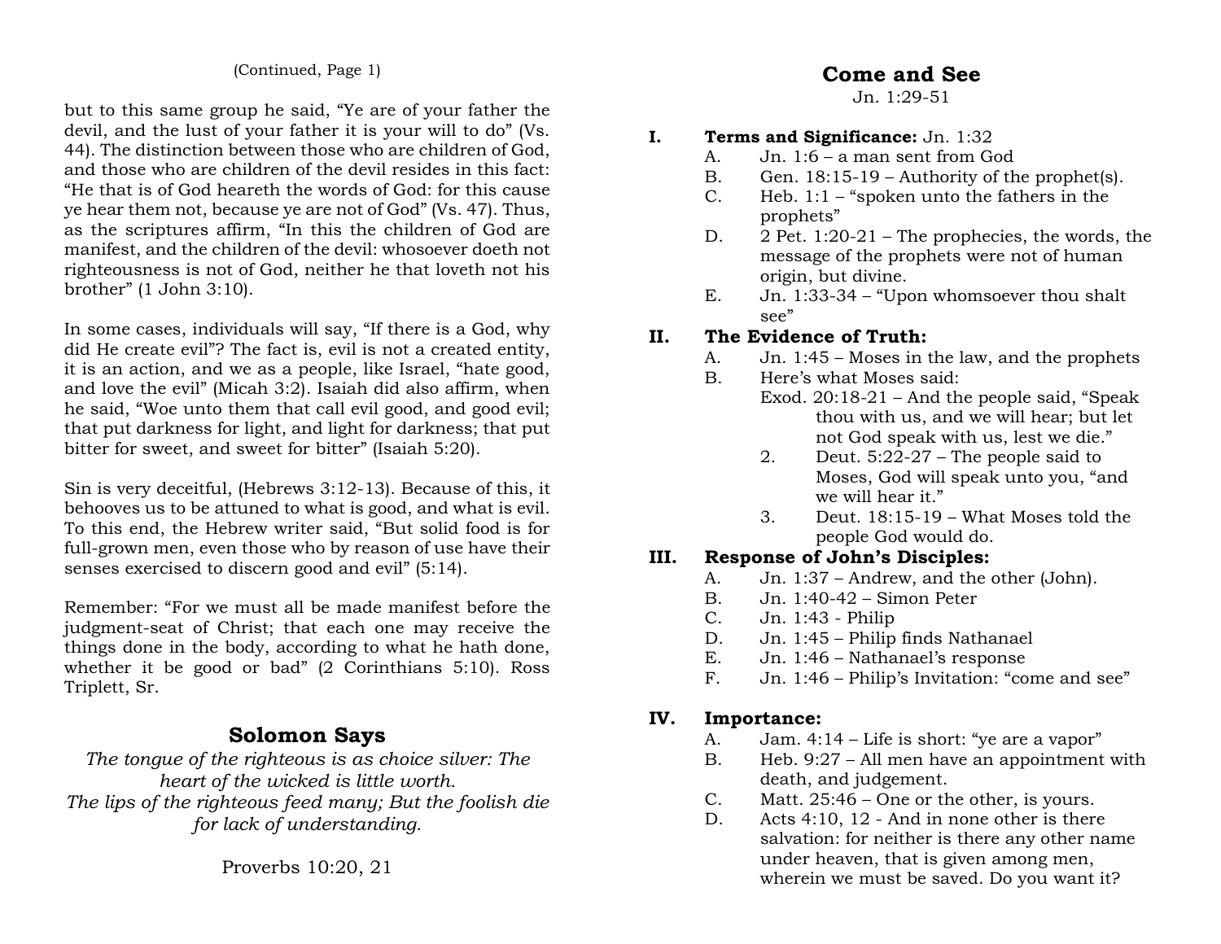(Continued, Page 1)

but to this same group he said, "Ye are of your father the devil, and the lust of your father it is your will to do" (Vs. 44). The distinction between those who are children of God, and those who are children of the devil resides in this fact: "He that is of God heareth the words of God: for this cause ye hear them not, because ye are not of God" (Vs. 47). Thus, as the scriptures affirm, "In this the children of God are manifest, and the children of the devil: whosoever doeth not righteousness is not of God, neither he that loveth not his brother" (1 John 3:10).

In some cases, individuals will say, "If there is a God, why did He create evil"? The fact is, evil is not a created entity, it is an action, and we as a people, like Israel, "hate good, and love the evil" (Micah 3:2). Isaiah did also affirm, when he said, "Woe unto them that call evil good, and good evil; that put darkness for light, and light for darkness; that put bitter for sweet, and sweet for bitter" (Isaiah 5:20).

Sin is very deceitful, (Hebrews 3:12-13). Because of this, it behooves us to be attuned to what is good, and what is evil. To this end, the Hebrew writer said, "But solid food is for full-grown men, even those who by reason of use have their senses exercised to discern good and evil" (5:14).

Remember: "For we must all be made manifest before the judgment-seat of Christ; that each one may receive the things done in the body, according to what he hath done, whether it be good or bad" (2 Corinthians 5:10). Ross Triplett, Sr.

## Solomon Says

*The tongue of the righteous is as choice silver: The heart of the wicked is little worth.*
*The lips of the righteous feed many; But the foolish die for lack of understanding.*

Proverbs 10:20, 21

## Come and See

Jn. 1:29-51

**I. Terms and Significance:** Jn. 1:32
- A. Jn. 1:6 – a man sent from God
- B. Gen. 18:15-19 – Authority of the prophet(s).
- C. Heb. 1:1 – "spoken unto the fathers in the prophets"
- D. 2 Pet. 1:20-21 – The prophecies, the words, the message of the prophets were not of human origin, but divine.
- E. Jn. 1:33-34 – "Upon whomsoever thou shalt see"

**II. The Evidence of Truth:**
- A. Jn. 1:45 – Moses in the law, and the prophets
- B. Here's what Moses said:
  - Exod. 20:18-21 – And the people said, "Speak thou with us, and we will hear; but let not God speak with us, lest we die."
  - 2. Deut. 5:22-27 – The people said to Moses, God will speak unto you, "and we will hear it."
  - 3. Deut. 18:15-19 – What Moses told the people God would do.

**III. Response of John's Disciples:**
- A. Jn. 1:37 – Andrew, and the other (John).
- B. Jn. 1:40-42 – Simon Peter
- C. Jn. 1:43 - Philip
- D. Jn. 1:45 – Philip finds Nathanael
- E. Jn. 1:46 – Nathanael's response
- F. Jn. 1:46 – Philip's Invitation: "come and see"

**IV. Importance:**
- A. Jam. 4:14 – Life is short: "ye are a vapor"
- B. Heb. 9:27 – All men have an appointment with death, and judgement.
- C. Matt. 25:46 – One or the other, is yours.
- D. Acts 4:10, 12 - And in none other is there salvation: for neither is there any other name under heaven, that is given among men, wherein we must be saved. Do you want it?